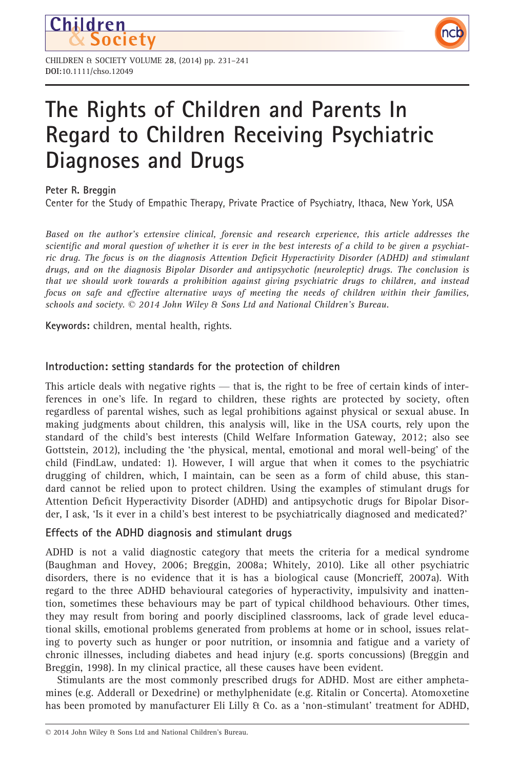# The Rights of Children and Parents In Regard to Children Receiving Psychiatric Diagnoses and Drugs

**Peter R. Breggin**

Center for the Study of Empathic Therapy, Private Practice of Psychiatry, Ithaca, New York, USA

*Based on the author's extensive clinical, forensic and research experience, this article addresses the scientific and moral question of whether it is ever in the best interests of a child to be given a psychiatric drug. The focus is on the diagnosis Attention Deficit Hyperactivity Disorder (ADHD) and stimulant drugs, and on the diagnosis Bipolar Disorder and antipsychotic (neuroleptic) drugs. The conclusion is that we should work towards a prohibition against giving psychiatric drugs to children, and instead focus on safe and effective alternative ways of meeting the needs of children within their families, schools and society. © 2014 John Wiley & Sons Ltd and National Children's Bureau.*

**Keywords:** children, mental health, rights.

## Introduction: setting standards for the protection of children

This article deals with negative rights — that is, the right to be free of certain kinds of interferences in one's life. In regard to children, these rights are protected by society, often regardless of parental wishes, such as legal prohibitions against physical or sexual abuse. In making judgments about children, this analysis will, like in the USA courts, rely upon the standard of the child's best interests (Child Welfare Information Gateway, 2012; also see Gottstein, 2012), including the 'the physical, mental, emotional and moral well-being' of the child (FindLaw, undated: 1). However, I will argue that when it comes to the psychiatric drugging of children, which, I maintain, can be seen as a form of child abuse, this standard cannot be relied upon to protect children. Using the examples of stimulant drugs for Attention Deficit Hyperactivity Disorder (ADHD) and antipsychotic drugs for Bipolar Disorder, I ask, 'Is it ever in a child's best interest to be psychiatrically diagnosed and medicated?'

## Effects of the ADHD diagnosis and stimulant drugs

ADHD is not a valid diagnostic category that meets the criteria for a medical syndrome (Baughman and Hovey, 2006; Breggin, 2008a; Whitely, 2010). Like all other psychiatric disorders, there is no evidence that it is has a biological cause (Moncrieff, 2007a). With regard to the three ADHD behavioural categories of hyperactivity, impulsivity and inattention, sometimes these behaviours may be part of typical childhood behaviours. Other times, they may result from boring and poorly disciplined classrooms, lack of grade level educational skills, emotional problems generated from problems at home or in school, issues relating to poverty such as hunger or poor nutrition, or insomnia and fatigue and a variety of chronic illnesses, including diabetes and head injury (e.g. sports concussions) (Breggin and Breggin, 1998). In my clinical practice, all these causes have been evident.

Stimulants are the most commonly prescribed drugs for ADHD. Most are either amphetamines (e.g. Adderall or Dexedrine) or methylphenidate (e.g. Ritalin or Concerta). Atomoxetine has been promoted by manufacturer Eli Lilly & Co. as a 'non-stimulant' treatment for ADHD,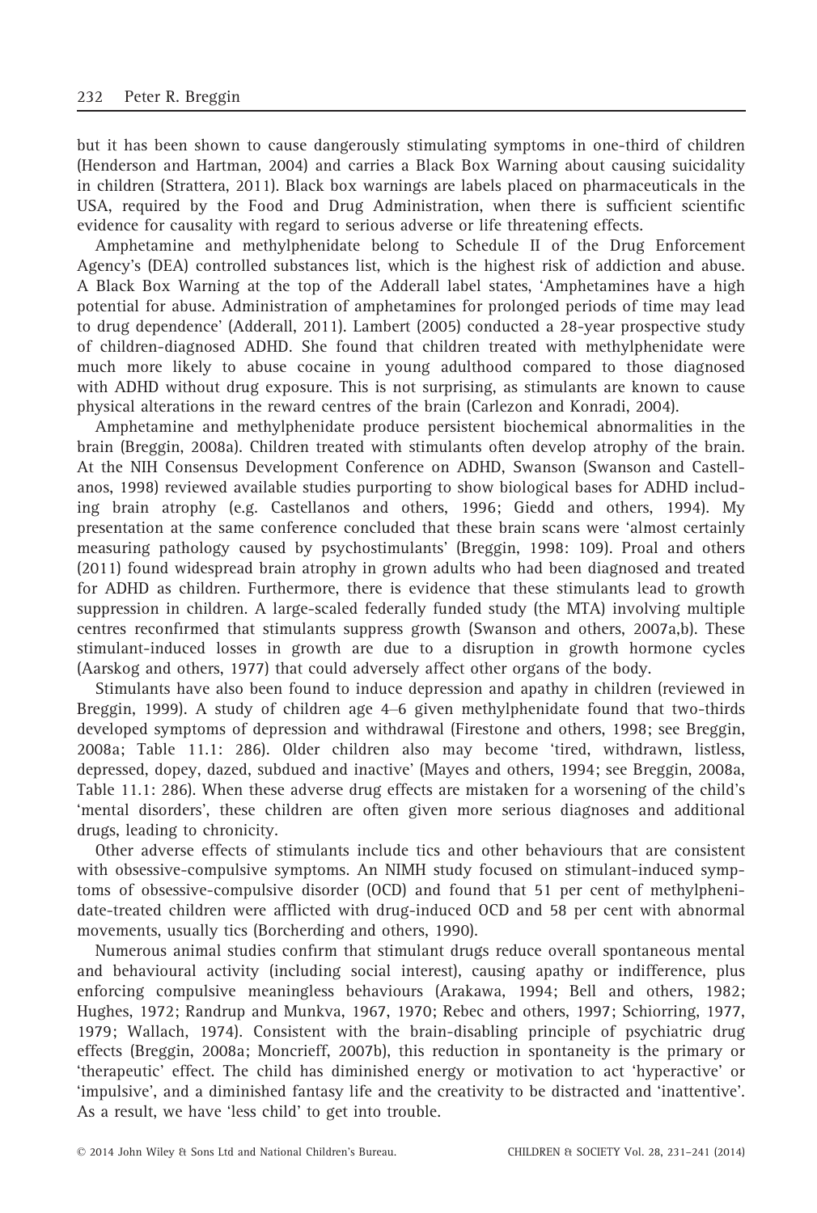but it has been shown to cause dangerously stimulating symptoms in one-third of children (Henderson and Hartman, 2004) and carries a Black Box Warning about causing suicidality in children (Strattera, 2011). Black box warnings are labels placed on pharmaceuticals in the USA, required by the Food and Drug Administration, when there is sufficient scientific evidence for causality with regard to serious adverse or life threatening effects.

Amphetamine and methylphenidate belong to Schedule II of the Drug Enforcement Agency's (DEA) controlled substances list, which is the highest risk of addiction and abuse. A Black Box Warning at the top of the Adderall label states, 'Amphetamines have a high potential for abuse. Administration of amphetamines for prolonged periods of time may lead to drug dependence' (Adderall, 2011). Lambert (2005) conducted a 28-year prospective study of children-diagnosed ADHD. She found that children treated with methylphenidate were much more likely to abuse cocaine in young adulthood compared to those diagnosed with ADHD without drug exposure. This is not surprising, as stimulants are known to cause physical alterations in the reward centres of the brain (Carlezon and Konradi, 2004).

Amphetamine and methylphenidate produce persistent biochemical abnormalities in the brain (Breggin, 2008a). Children treated with stimulants often develop atrophy of the brain. At the NIH Consensus Development Conference on ADHD, Swanson (Swanson and Castellanos, 1998) reviewed available studies purporting to show biological bases for ADHD including brain atrophy (e.g. Castellanos and others, 1996; Giedd and others, 1994). My presentation at the same conference concluded that these brain scans were 'almost certainly measuring pathology caused by psychostimulants' (Breggin, 1998: 109). Proal and others (2011) found widespread brain atrophy in grown adults who had been diagnosed and treated for ADHD as children. Furthermore, there is evidence that these stimulants lead to growth suppression in children. A large-scaled federally funded study (the MTA) involving multiple centres reconfirmed that stimulants suppress growth (Swanson and others, 2007a,b). These stimulant-induced losses in growth are due to a disruption in growth hormone cycles (Aarskog and others, 1977) that could adversely affect other organs of the body.

Stimulants have also been found to induce depression and apathy in children (reviewed in Breggin, 1999). A study of children age 4–6 given methylphenidate found that two-thirds developed symptoms of depression and withdrawal (Firestone and others, 1998; see Breggin, 2008a; Table 11.1: 286). Older children also may become 'tired, withdrawn, listless, depressed, dopey, dazed, subdued and inactive' (Mayes and others, 1994; see Breggin, 2008a, Table 11.1: 286). When these adverse drug effects are mistaken for a worsening of the child's 'mental disorders', these children are often given more serious diagnoses and additional drugs, leading to chronicity.

Other adverse effects of stimulants include tics and other behaviours that are consistent with obsessive-compulsive symptoms. An NIMH study focused on stimulant-induced symptoms of obsessive-compulsive disorder (OCD) and found that 51 per cent of methylphenidate-treated children were afflicted with drug-induced OCD and 58 per cent with abnormal movements, usually tics (Borcherding and others, 1990).

Numerous animal studies confirm that stimulant drugs reduce overall spontaneous mental and behavioural activity (including social interest), causing apathy or indifference, plus enforcing compulsive meaningless behaviours (Arakawa, 1994; Bell and others, 1982; Hughes, 1972; Randrup and Munkva, 1967, 1970; Rebec and others, 1997; Schiorring, 1977, 1979; Wallach, 1974). Consistent with the brain-disabling principle of psychiatric drug effects (Breggin, 2008a; Moncrieff, 2007b), this reduction in spontaneity is the primary or 'therapeutic' effect. The child has diminished energy or motivation to act 'hyperactive' or 'impulsive', and a diminished fantasy life and the creativity to be distracted and 'inattentive'. As a result, we have 'less child' to get into trouble.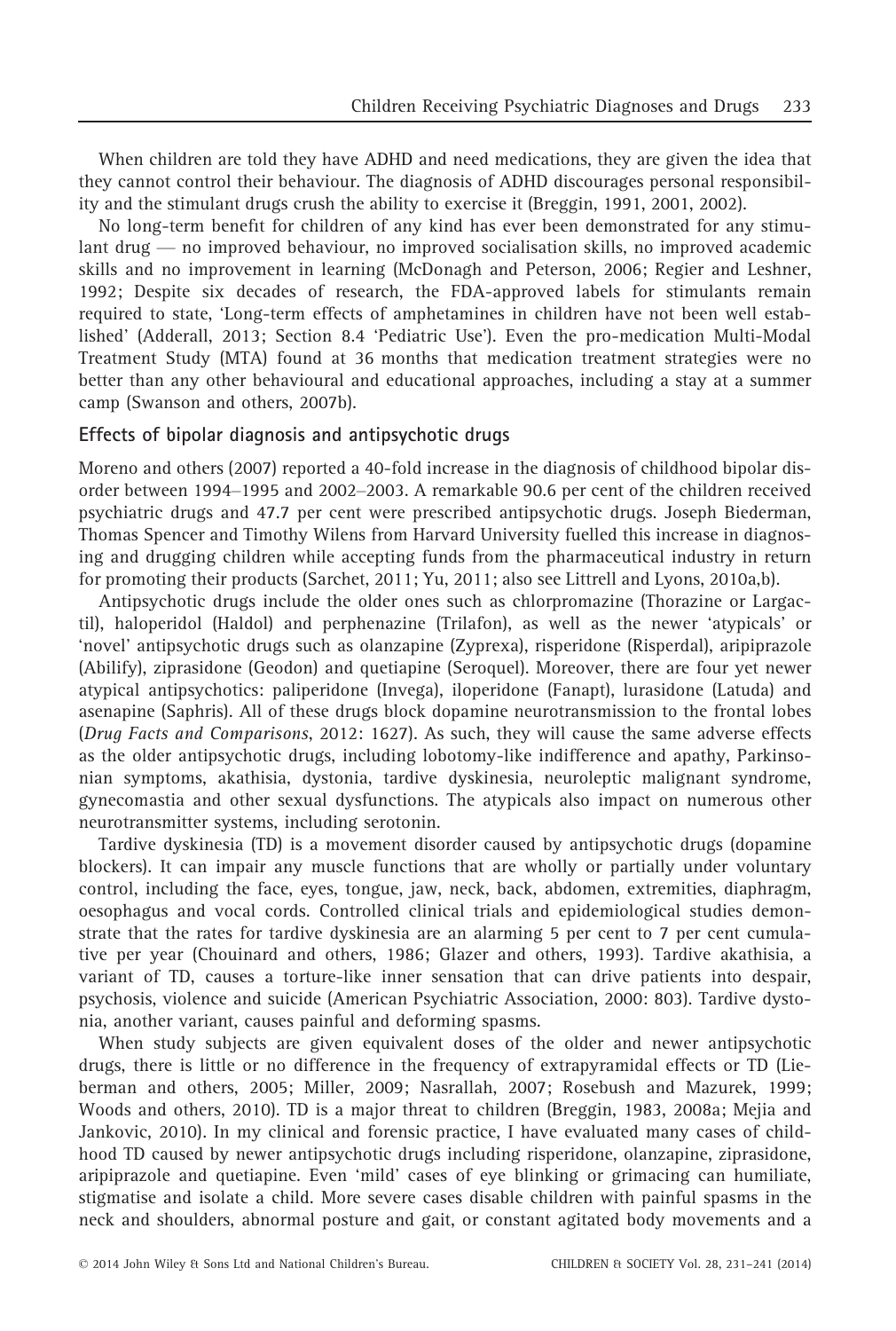When children are told they have ADHD and need medications, they are given the idea that they cannot control their behaviour. The diagnosis of ADHD discourages personal responsibility and the stimulant drugs crush the ability to exercise it (Breggin, 1991, 2001, 2002).

No long-term benefit for children of any kind has ever been demonstrated for any stimulant drug — no improved behaviour, no improved socialisation skills, no improved academic skills and no improvement in learning (McDonagh and Peterson, 2006; Regier and Leshner, 1992; Despite six decades of research, the FDA-approved labels for stimulants remain required to state, 'Long-term effects of amphetamines in children have not been well established' (Adderall, 2013; Section 8.4 'Pediatric Use'). Even the pro-medication Multi-Modal Treatment Study (MTA) found at 36 months that medication treatment strategies were no better than any other behavioural and educational approaches, including a stay at a summer camp (Swanson and others, 2007b).

## Effects of bipolar diagnosis and antipsychotic drugs

Moreno and others (2007) reported a 40-fold increase in the diagnosis of childhood bipolar disorder between 1994–1995 and 2002–2003. A remarkable 90.6 per cent of the children received psychiatric drugs and 47.7 per cent were prescribed antipsychotic drugs. Joseph Biederman, Thomas Spencer and Timothy Wilens from Harvard University fuelled this increase in diagnosing and drugging children while accepting funds from the pharmaceutical industry in return for promoting their products (Sarchet, 2011; Yu, 2011; also see Littrell and Lyons, 2010a,b).

Antipsychotic drugs include the older ones such as chlorpromazine (Thorazine or Largactil), haloperidol (Haldol) and perphenazine (Trilafon), as well as the newer 'atypicals' or 'novel' antipsychotic drugs such as olanzapine (Zyprexa), risperidone (Risperdal), aripiprazole (Abilify), ziprasidone (Geodon) and quetiapine (Seroquel). Moreover, there are four yet newer atypical antipsychotics: paliperidone (Invega), iloperidone (Fanapt), lurasidone (Latuda) and asenapine (Saphris). All of these drugs block dopamine neurotransmission to the frontal lobes (*Drug Facts and Comparisons*, 2012: 1627). As such, they will cause the same adverse effects as the older antipsychotic drugs, including lobotomy-like indifference and apathy, Parkinsonian symptoms, akathisia, dystonia, tardive dyskinesia, neuroleptic malignant syndrome, gynecomastia and other sexual dysfunctions. The atypicals also impact on numerous other neurotransmitter systems, including serotonin.

Tardive dyskinesia (TD) is a movement disorder caused by antipsychotic drugs (dopamine blockers). It can impair any muscle functions that are wholly or partially under voluntary control, including the face, eyes, tongue, jaw, neck, back, abdomen, extremities, diaphragm, oesophagus and vocal cords. Controlled clinical trials and epidemiological studies demonstrate that the rates for tardive dyskinesia are an alarming 5 per cent to 7 per cent cumulative per year (Chouinard and others, 1986; Glazer and others, 1993). Tardive akathisia, a variant of TD, causes a torture-like inner sensation that can drive patients into despair, psychosis, violence and suicide (American Psychiatric Association, 2000: 803). Tardive dystonia, another variant, causes painful and deforming spasms.

When study subjects are given equivalent doses of the older and newer antipsychotic drugs, there is little or no difference in the frequency of extrapyramidal effects or TD (Lieberman and others, 2005; Miller, 2009; Nasrallah, 2007; Rosebush and Mazurek, 1999; Woods and others, 2010). TD is a major threat to children (Breggin, 1983, 2008a; Mejia and Jankovic, 2010). In my clinical and forensic practice, I have evaluated many cases of childhood TD caused by newer antipsychotic drugs including risperidone, olanzapine, ziprasidone, aripiprazole and quetiapine. Even 'mild' cases of eye blinking or grimacing can humiliate, stigmatise and isolate a child. More severe cases disable children with painful spasms in the neck and shoulders, abnormal posture and gait, or constant agitated body movements and a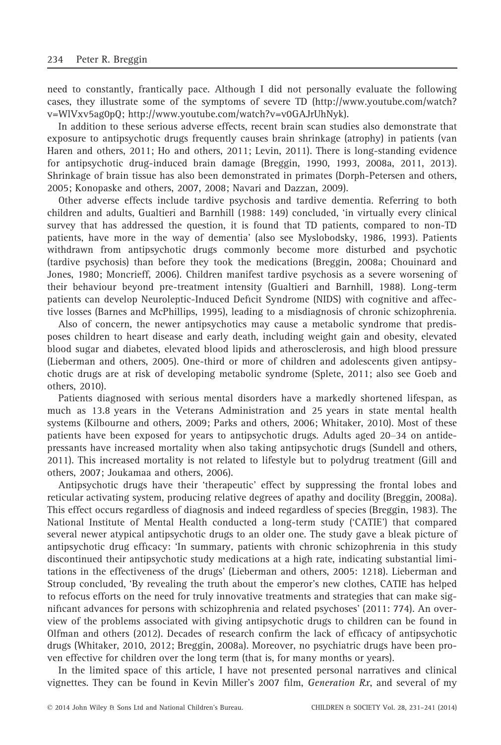need to constantly, frantically pace. Although I did not personally evaluate the following cases, they illustrate some of the symptoms of severe TD (http://www.youtube.com/watch?v=WlVxv5ag0pQ; http://www.youtube.com/watch?v=v0GAJrUhNyk).

In addition to these serious adverse effects, recent brain scan studies also demonstrate that exposure to antipsychotic drugs frequently causes brain shrinkage (atrophy) in patients (van Haren and others, 2011; Ho and others, 2011; Levin, 2011). There is long-standing evidence for antipsychotic drug-induced brain damage (Breggin, 1990, 1993, 2008a, 2011, 2013). Shrinkage of brain tissue has also been demonstrated in primates (Dorph-Petersen and others, 2005; Konopaske and others, 2007, 2008; Navari and Dazzan, 2009).

Other adverse effects include tardive psychosis and tardive dementia. Referring to both children and adults, Gualtieri and Barnhill (1988: 149) concluded, 'in virtually every clinical survey that has addressed the question, it is found that TD patients, compared to non-TD patients, have more in the way of dementia' (also see Myslobodsky, 1986, 1993). Patients withdrawn from antipsychotic drugs commonly become more disturbed and psychotic (tardive psychosis) than before they took the medications (Breggin, 2008a; Chouinard and Jones, 1980; Moncrieff, 2006). Children manifest tardive psychosis as a severe worsening of their behaviour beyond pre-treatment intensity (Gualtieri and Barnhill, 1988). Long-term patients can develop Neuroleptic-Induced Deficit Syndrome (NIDS) with cognitive and affective losses (Barnes and McPhillips, 1995), leading to a misdiagnosis of chronic schizophrenia.

Also of concern, the newer antipsychotics may cause a metabolic syndrome that predisposes children to heart disease and early death, including weight gain and obesity, elevated blood sugar and diabetes, elevated blood lipids and atherosclerosis, and high blood pressure (Lieberman and others, 2005). One-third or more of children and adolescents given antipsychotic drugs are at risk of developing metabolic syndrome (Splete, 2011; also see Goeb and others, 2010).

Patients diagnosed with serious mental disorders have a markedly shortened lifespan, as much as 13.8 years in the Veterans Administration and 25 years in state mental health systems (Kilbourne and others, 2009; Parks and others, 2006; Whitaker, 2010). Most of these patients have been exposed for years to antipsychotic drugs. Adults aged 20–34 on antidepressants have increased mortality when also taking antipsychotic drugs (Sundell and others, 2011). This increased mortality is not related to lifestyle but to polydrug treatment (Gill and others, 2007; Joukamaa and others, 2006).

Antipsychotic drugs have their 'therapeutic' effect by suppressing the frontal lobes and reticular activating system, producing relative degrees of apathy and docility (Breggin, 2008a). This effect occurs regardless of diagnosis and indeed regardless of species (Breggin, 1983). The National Institute of Mental Health conducted a long-term study ('CATIE') that compared several newer atypical antipsychotic drugs to an older one. The study gave a bleak picture of antipsychotic drug efficacy: 'In summary, patients with chronic schizophrenia in this study discontinued their antipsychotic study medications at a high rate, indicating substantial limitations in the effectiveness of the drugs' (Lieberman and others, 2005: 1218). Lieberman and Stroup concluded, 'By revealing the truth about the emperor's new clothes, CATIE has helped to refocus efforts on the need for truly innovative treatments and strategies that can make significant advances for persons with schizophrenia and related psychoses' (2011: 774). An overview of the problems associated with giving antipsychotic drugs to children can be found in Olfman and others (2012). Decades of research confirm the lack of efficacy of antipsychotic drugs (Whitaker, 2010, 2012; Breggin, 2008a). Moreover, no psychiatric drugs have been proven effective for children over the long term (that is, for many months or years).

In the limited space of this article, I have not presented personal narratives and clinical vignettes. They can be found in Kevin Miller's 2007 film, *Generation Rx*, and several of my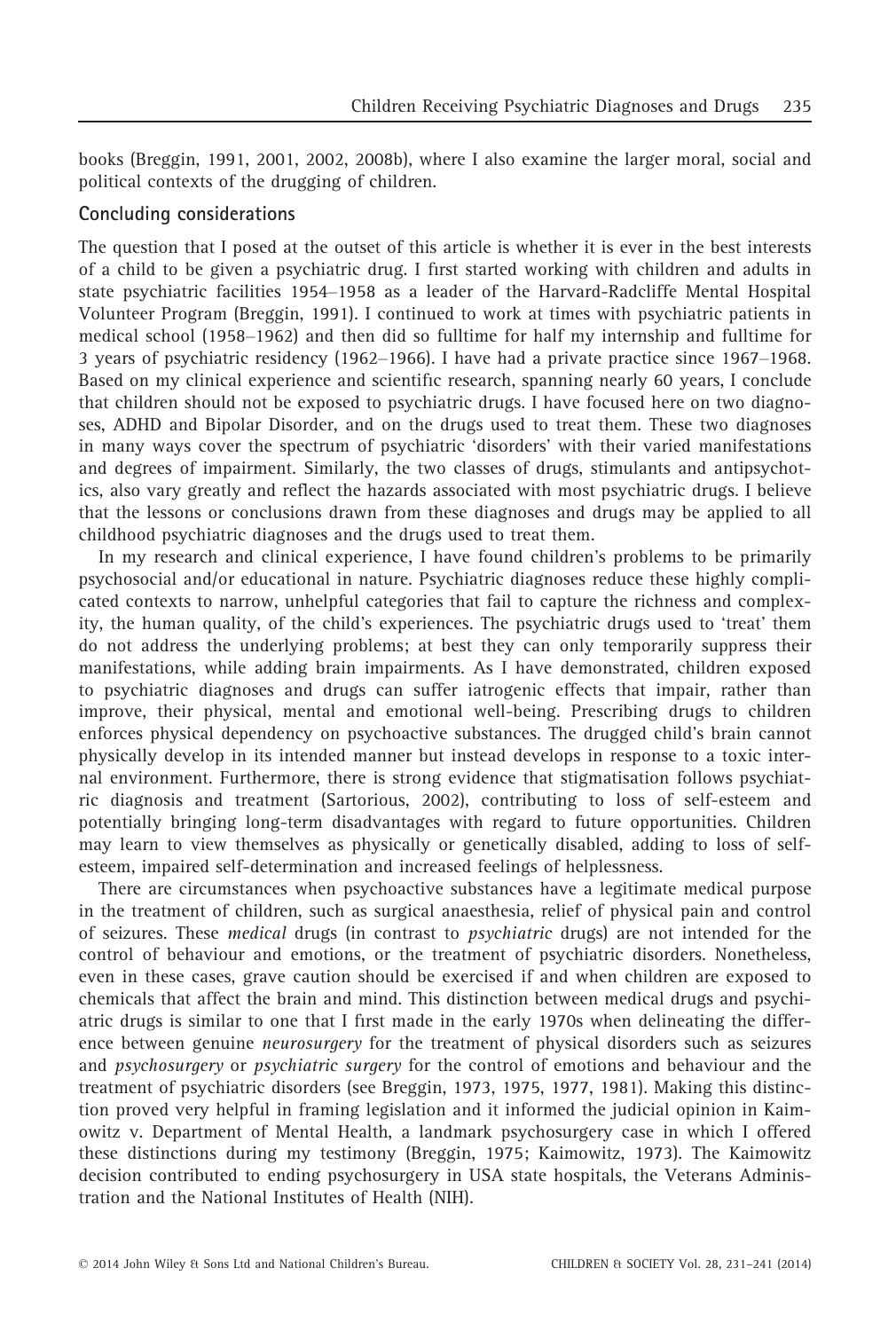books (Breggin, 1991, 2001, 2002, 2008b), where I also examine the larger moral, social and political contexts of the drugging of children.

## Concluding considerations

The question that I posed at the outset of this article is whether it is ever in the best interests of a child to be given a psychiatric drug. I first started working with children and adults in state psychiatric facilities 1954–1958 as a leader of the Harvard-Radcliffe Mental Hospital Volunteer Program (Breggin, 1991). I continued to work at times with psychiatric patients in medical school (1958–1962) and then did so fulltime for half my internship and fulltime for 3 years of psychiatric residency (1962–1966). I have had a private practice since 1967–1968. Based on my clinical experience and scientific research, spanning nearly 60 years, I conclude that children should not be exposed to psychiatric drugs. I have focused here on two diagnoses, ADHD and Bipolar Disorder, and on the drugs used to treat them. These two diagnoses in many ways cover the spectrum of psychiatric 'disorders' with their varied manifestations and degrees of impairment. Similarly, the two classes of drugs, stimulants and antipsychotics, also vary greatly and reflect the hazards associated with most psychiatric drugs. I believe that the lessons or conclusions drawn from these diagnoses and drugs may be applied to all childhood psychiatric diagnoses and the drugs used to treat them.

In my research and clinical experience, I have found children's problems to be primarily psychosocial and/or educational in nature. Psychiatric diagnoses reduce these highly complicated contexts to narrow, unhelpful categories that fail to capture the richness and complexity, the human quality, of the child's experiences. The psychiatric drugs used to 'treat' them do not address the underlying problems; at best they can only temporarily suppress their manifestations, while adding brain impairments. As I have demonstrated, children exposed to psychiatric diagnoses and drugs can suffer iatrogenic effects that impair, rather than improve, their physical, mental and emotional well-being. Prescribing drugs to children enforces physical dependency on psychoactive substances. The drugged child's brain cannot physically develop in its intended manner but instead develops in response to a toxic internal environment. Furthermore, there is strong evidence that stigmatisation follows psychiatric diagnosis and treatment (Sartorious, 2002), contributing to loss of self-esteem and potentially bringing long-term disadvantages with regard to future opportunities. Children may learn to view themselves as physically or genetically disabled, adding to loss of self-esteem, impaired self-determination and increased feelings of helplessness.

There are circumstances when psychoactive substances have a legitimate medical purpose in the treatment of children, such as surgical anaesthesia, relief of physical pain and control of seizures. These *medical* drugs (in contrast to *psychiatric* drugs) are not intended for the control of behaviour and emotions, or the treatment of psychiatric disorders. Nonetheless, even in these cases, grave caution should be exercised if and when children are exposed to chemicals that affect the brain and mind. This distinction between medical drugs and psychiatric drugs is similar to one that I first made in the early 1970s when delineating the difference between genuine *neurosurgery* for the treatment of physical disorders such as seizures and *psychosurgery* or *psychiatric surgery* for the control of emotions and behaviour and the treatment of psychiatric disorders (see Breggin, 1973, 1975, 1977, 1981). Making this distinction proved very helpful in framing legislation and it informed the judicial opinion in Kaimowitz v. Department of Mental Health, a landmark psychosurgery case in which I offered these distinctions during my testimony (Breggin, 1975; Kaimowitz, 1973). The Kaimowitz decision contributed to ending psychosurgery in USA state hospitals, the Veterans Administration and the National Institutes of Health (NIH).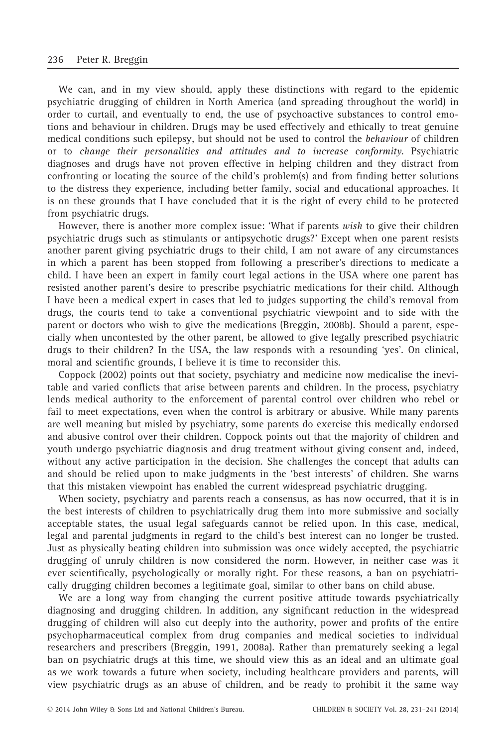We can, and in my view should, apply these distinctions with regard to the epidemic psychiatric drugging of children in North America (and spreading throughout the world) in order to curtail, and eventually to end, the use of psychoactive substances to control emotions and behaviour in children. Drugs may be used effectively and ethically to treat genuine medical conditions such epilepsy, but should not be used to control the *behaviour* of children or to *change their personalities and attitudes and to increase conformity*. Psychiatric diagnoses and drugs have not proven effective in helping children and they distract from confronting or locating the source of the child's problem(s) and from finding better solutions to the distress they experience, including better family, social and educational approaches. It is on these grounds that I have concluded that it is the right of every child to be protected from psychiatric drugs.

However, there is another more complex issue: 'What if parents *wish* to give their children psychiatric drugs such as stimulants or antipsychotic drugs?' Except when one parent resists another parent giving psychiatric drugs to their child, I am not aware of any circumstances in which a parent has been stopped from following a prescriber's directions to medicate a child. I have been an expert in family court legal actions in the USA where one parent has resisted another parent's desire to prescribe psychiatric medications for their child. Although I have been a medical expert in cases that led to judges supporting the child's removal from drugs, the courts tend to take a conventional psychiatric viewpoint and to side with the parent or doctors who wish to give the medications (Breggin, 2008b). Should a parent, especially when uncontested by the other parent, be allowed to give legally prescribed psychiatric drugs to their children? In the USA, the law responds with a resounding 'yes'. On clinical, moral and scientific grounds, I believe it is time to reconsider this.

Coppock (2002) points out that society, psychiatry and medicine now medicalise the inevitable and varied conflicts that arise between parents and children. In the process, psychiatry lends medical authority to the enforcement of parental control over children who rebel or fail to meet expectations, even when the control is arbitrary or abusive. While many parents are well meaning but misled by psychiatry, some parents do exercise this medically endorsed and abusive control over their children. Coppock points out that the majority of children and youth undergo psychiatric diagnosis and drug treatment without giving consent and, indeed, without any active participation in the decision. She challenges the concept that adults can and should be relied upon to make judgments in the 'best interests' of children. She warns that this mistaken viewpoint has enabled the current widespread psychiatric drugging.

When society, psychiatry and parents reach a consensus, as has now occurred, that it is in the best interests of children to psychiatrically drug them into more submissive and socially acceptable states, the usual legal safeguards cannot be relied upon. In this case, medical, legal and parental judgments in regard to the child's best interest can no longer be trusted. Just as physically beating children into submission was once widely accepted, the psychiatric drugging of unruly children is now considered the norm. However, in neither case was it ever scientifically, psychologically or morally right. For these reasons, a ban on psychiatrically drugging children becomes a legitimate goal, similar to other bans on child abuse.

We are a long way from changing the current positive attitude towards psychiatrically diagnosing and drugging children. In addition, any significant reduction in the widespread drugging of children will also cut deeply into the authority, power and profits of the entire psychopharmaceutical complex from drug companies and medical societies to individual researchers and prescribers (Breggin, 1991, 2008a). Rather than prematurely seeking a legal ban on psychiatric drugs at this time, we should view this as an ideal and an ultimate goal as we work towards a future when society, including healthcare providers and parents, will view psychiatric drugs as an abuse of children, and be ready to prohibit it the same way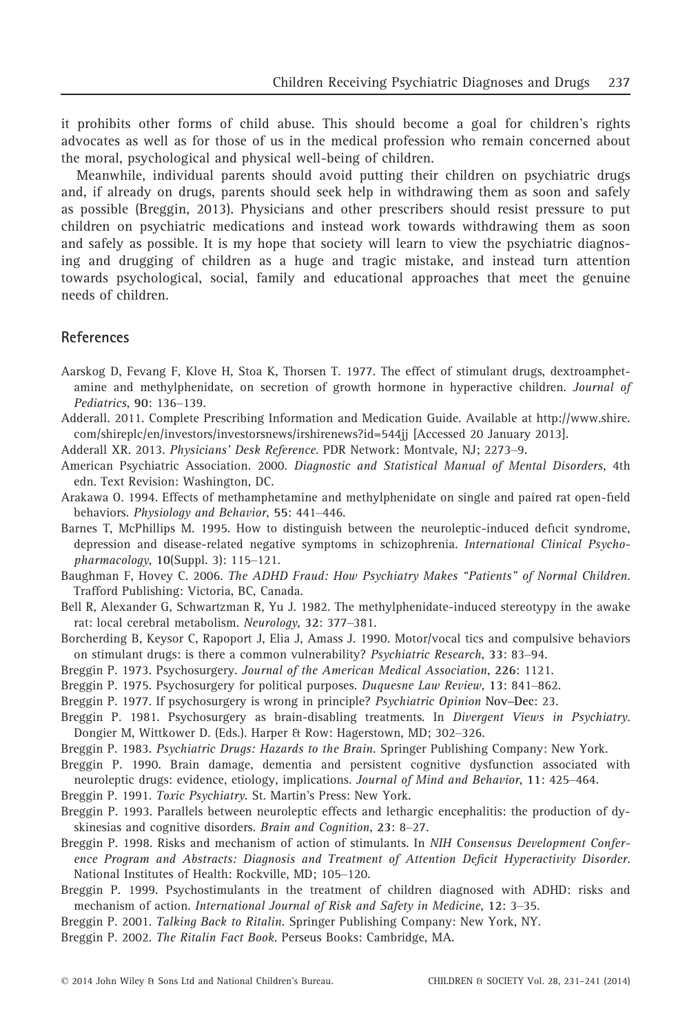it prohibits other forms of child abuse. This should become a goal for children's rights advocates as well as for those of us in the medical profession who remain concerned about the moral, psychological and physical well-being of children.

Meanwhile, individual parents should avoid putting their children on psychiatric drugs and, if already on drugs, parents should seek help in withdrawing them as soon and safely as possible (Breggin, 2013). Physicians and other prescribers should resist pressure to put children on psychiatric medications and instead work towards withdrawing them as soon and safely as possible. It is my hope that society will learn to view the psychiatric diagnosing and drugging of children as a huge and tragic mistake, and instead turn attention towards psychological, social, family and educational approaches that meet the genuine needs of children.

## References

Aarskog D, Fevang F, Klove H, Stoa K, Thorsen T. 1977. The effect of stimulant drugs, dextroamphetamine and methylphenidate, on secretion of growth hormone in hyperactive children. *Journal of Pediatrics*, **90**: 136–139.

Adderall. 2011. Complete Prescribing Information and Medication Guide. Available at http://www.shire.com/shireplc/en/investors/investorsnews/irshirenews?id=544jj [Accessed 20 January 2013].

Adderall XR. 2013. *Physicians' Desk Reference*. PDR Network: Montvale, NJ; 2273–9.

American Psychiatric Association. 2000. *Diagnostic and Statistical Manual of Mental Disorders*, 4th edn. Text Revision: Washington, DC.

Arakawa O. 1994. Effects of methamphetamine and methylphenidate on single and paired rat open-field behaviors. *Physiology and Behavior*, **55**: 441–446.

Barnes T, McPhillips M. 1995. How to distinguish between the neuroleptic-induced deficit syndrome, depression and disease-related negative symptoms in schizophrenia. *International Clinical Psychopharmacology*, **10**(Suppl. 3): 115–121.

Baughman F, Hovey C. 2006. *The ADHD Fraud: How Psychiatry Makes "Patients" of Normal Children*. Trafford Publishing: Victoria, BC, Canada.

Bell R, Alexander G, Schwartzman R, Yu J. 1982. The methylphenidate-induced stereotypy in the awake rat: local cerebral metabolism. *Neurology*, **32**: 377–381.

Borcherding B, Keysor C, Rapoport J, Elia J, Amass J. 1990. Motor/vocal tics and compulsive behaviors on stimulant drugs: is there a common vulnerability? *Psychiatric Research*, **33**: 83–94.

Breggin P. 1973. Psychosurgery. *Journal of the American Medical Association*, **226**: 1121.

Breggin P. 1975. Psychosurgery for political purposes. *Duquesne Law Review*, **13**: 841–862.

Breggin P. 1977. If psychosurgery is wrong in principle? *Psychiatric Opinion* **Nov–Dec**: 23.

Breggin P. 1981. Psychosurgery as brain-disabling treatments. In *Divergent Views in Psychiatry*. Dongier M, Wittkower D. (Eds.). Harper & Row: Hagerstown, MD; 302–326.

Breggin P. 1983. *Psychiatric Drugs: Hazards to the Brain*. Springer Publishing Company: New York.

Breggin P. 1990. Brain damage, dementia and persistent cognitive dysfunction associated with neuroleptic drugs: evidence, etiology, implications. *Journal of Mind and Behavior*, **11**: 425–464.

Breggin P. 1991. *Toxic Psychiatry*. St. Martin's Press: New York.

Breggin P. 1993. Parallels between neuroleptic effects and lethargic encephalitis: the production of dyskinesias and cognitive disorders. *Brain and Cognition*, **23**: 8–27.

Breggin P. 1998. Risks and mechanism of action of stimulants. In *NIH Consensus Development Conference Program and Abstracts: Diagnosis and Treatment of Attention Deficit Hyperactivity Disorder*. National Institutes of Health: Rockville, MD; 105–120.

Breggin P. 1999. Psychostimulants in the treatment of children diagnosed with ADHD: risks and mechanism of action. *International Journal of Risk and Safety in Medicine*, **12**: 3–35.

Breggin P. 2001. *Talking Back to Ritalin*. Springer Publishing Company: New York, NY.

Breggin P. 2002. *The Ritalin Fact Book*. Perseus Books: Cambridge, MA.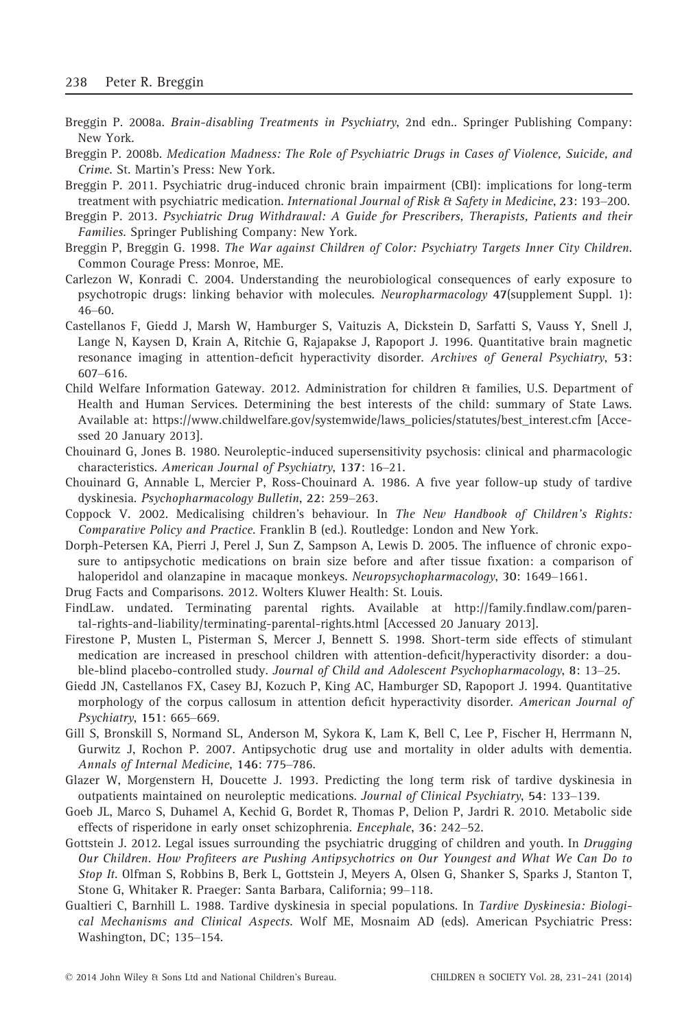Breggin P. 2008a. *Brain-disabling Treatments in Psychiatry*, 2nd edn.. Springer Publishing Company: New York.

Breggin P. 2008b. *Medication Madness: The Role of Psychiatric Drugs in Cases of Violence, Suicide, and Crime*. St. Martin's Press: New York.

Breggin P. 2011. Psychiatric drug-induced chronic brain impairment (CBI): implications for long-term treatment with psychiatric medication. *International Journal of Risk & Safety in Medicine*, **23**: 193–200.

Breggin P. 2013. *Psychiatric Drug Withdrawal: A Guide for Prescribers, Therapists, Patients and their Families*. Springer Publishing Company: New York.

Breggin P, Breggin G. 1998. *The War against Children of Color: Psychiatry Targets Inner City Children*. Common Courage Press: Monroe, ME.

Carlezon W, Konradi C. 2004. Understanding the neurobiological consequences of early exposure to psychotropic drugs: linking behavior with molecules. *Neuropharmacology* **47**(supplement Suppl. 1): 46–60.

Castellanos F, Giedd J, Marsh W, Hamburger S, Vaituzis A, Dickstein D, Sarfatti S, Vauss Y, Snell J, Lange N, Kaysen D, Krain A, Ritchie G, Rajapakse J, Rapoport J. 1996. Quantitative brain magnetic resonance imaging in attention-deficit hyperactivity disorder. *Archives of General Psychiatry*, **53**: 607–616.

Child Welfare Information Gateway. 2012. Administration for children & families, U.S. Department of Health and Human Services. Determining the best interests of the child: summary of State Laws. Available at: https://www.childwelfare.gov/systemwide/laws_policies/statutes/best_interest.cfm [Accessed 20 January 2013].

Chouinard G, Jones B. 1980. Neuroleptic-induced supersensitivity psychosis: clinical and pharmacologic characteristics. *American Journal of Psychiatry*, **137**: 16–21.

Chouinard G, Annable L, Mercier P, Ross-Chouinard A. 1986. A five year follow-up study of tardive dyskinesia. *Psychopharmacology Bulletin*, **22**: 259–263.

Coppock V. 2002. Medicalising children's behaviour. In *The New Handbook of Children's Rights: Comparative Policy and Practice*. Franklin B (ed.). Routledge: London and New York.

Dorph-Petersen KA, Pierri J, Perel J, Sun Z, Sampson A, Lewis D. 2005. The influence of chronic exposure to antipsychotic medications on brain size before and after tissue fixation: a comparison of haloperidol and olanzapine in macaque monkeys. *Neuropsychopharmacology*, **30**: 1649–1661.

Drug Facts and Comparisons. 2012. Wolters Kluwer Health: St. Louis.

FindLaw. undated. Terminating parental rights. Available at http://family.findlaw.com/parental-rights-and-liability/terminating-parental-rights.html [Accessed 20 January 2013].

Firestone P, Musten L, Pisterman S, Mercer J, Bennett S. 1998. Short-term side effects of stimulant medication are increased in preschool children with attention-deficit/hyperactivity disorder: a double-blind placebo-controlled study. *Journal of Child and Adolescent Psychopharmacology*, **8**: 13–25.

Giedd JN, Castellanos FX, Casey BJ, Kozuch P, King AC, Hamburger SD, Rapoport J. 1994. Quantitative morphology of the corpus callosum in attention deficit hyperactivity disorder. *American Journal of Psychiatry*, **151**: 665–669.

Gill S, Bronskill S, Normand SL, Anderson M, Sykora K, Lam K, Bell C, Lee P, Fischer H, Herrmann N, Gurwitz J, Rochon P. 2007. Antipsychotic drug use and mortality in older adults with dementia. *Annals of Internal Medicine*, **146**: 775–786.

Glazer W, Morgenstern H, Doucette J. 1993. Predicting the long term risk of tardive dyskinesia in outpatients maintained on neuroleptic medications. *Journal of Clinical Psychiatry*, **54**: 133–139.

Goeb JL, Marco S, Duhamel A, Kechid G, Bordet R, Thomas P, Delion P, Jardri R. 2010. Metabolic side effects of risperidone in early onset schizophrenia. *Encephale*, **36**: 242–52.

Gottstein J. 2012. Legal issues surrounding the psychiatric drugging of children and youth. In *Drugging Our Children. How Profiteers are Pushing Antipsychotrics on Our Youngest and What We Can Do to Stop It*. Olfman S, Robbins B, Berk L, Gottstein J, Meyers A, Olsen G, Shanker S, Sparks J, Stanton T, Stone G, Whitaker R. Praeger: Santa Barbara, California; 99–118.

Gualtieri C, Barnhill L. 1988. Tardive dyskinesia in special populations. In *Tardive Dyskinesia: Biological Mechanisms and Clinical Aspects*. Wolf ME, Mosnaim AD (eds). American Psychiatric Press: Washington, DC; 135–154.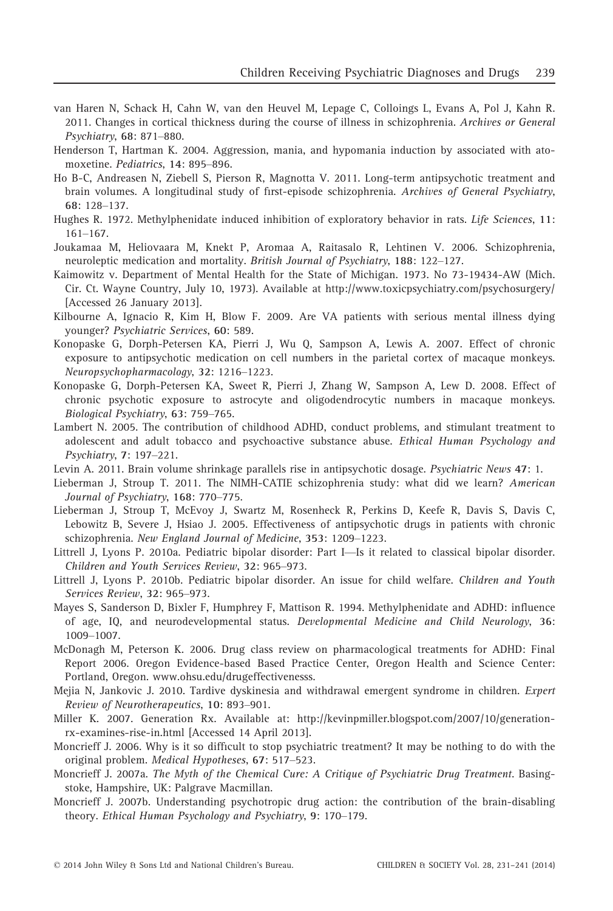van Haren N, Schack H, Cahn W, van den Heuvel M, Lepage C, Colloings L, Evans A, Pol J, Kahn R. 2011. Changes in cortical thickness during the course of illness in schizophrenia. *Archives or General Psychiatry*, **68**: 871–880.

Henderson T, Hartman K. 2004. Aggression, mania, and hypomania induction by associated with atomoxetine. *Pediatrics*, **14**: 895–896.

Ho B-C, Andreasen N, Ziebell S, Pierson R, Magnotta V. 2011. Long-term antipsychotic treatment and brain volumes. A longitudinal study of first-episode schizophrenia. *Archives of General Psychiatry*, **68**: 128–137.

Hughes R. 1972. Methylphenidate induced inhibition of exploratory behavior in rats. *Life Sciences*, **11**: 161–167.

Joukamaa M, Heliovaara M, Knekt P, Aromaa A, Raitasalo R, Lehtinen V. 2006. Schizophrenia, neuroleptic medication and mortality. *British Journal of Psychiatry*, **188**: 122–127.

Kaimowitz v. Department of Mental Health for the State of Michigan. 1973. No 73-19434-AW (Mich. Cir. Ct. Wayne Country, July 10, 1973). Available at http://www.toxicpsychiatry.com/psychosurgery/ [Accessed 26 January 2013].

Kilbourne A, Ignacio R, Kim H, Blow F. 2009. Are VA patients with serious mental illness dying younger? *Psychiatric Services*, **60**: 589.

Konopaske G, Dorph-Petersen KA, Pierri J, Wu Q, Sampson A, Lewis A. 2007. Effect of chronic exposure to antipsychotic medication on cell numbers in the parietal cortex of macaque monkeys. *Neuropsychopharmacology*, **32**: 1216–1223.

Konopaske G, Dorph-Petersen KA, Sweet R, Pierri J, Zhang W, Sampson A, Lew D. 2008. Effect of chronic psychotic exposure to astrocyte and oligodendrocytic numbers in macaque monkeys. *Biological Psychiatry*, **63**: 759–765.

Lambert N. 2005. The contribution of childhood ADHD, conduct problems, and stimulant treatment to adolescent and adult tobacco and psychoactive substance abuse. *Ethical Human Psychology and Psychiatry*, **7**: 197–221.

Levin A. 2011. Brain volume shrinkage parallels rise in antipsychotic dosage. *Psychiatric News* **47**: 1.

Lieberman J, Stroup T. 2011. The NIMH-CATIE schizophrenia study: what did we learn? *American Journal of Psychiatry*, **168**: 770–775.

Lieberman J, Stroup T, McEvoy J, Swartz M, Rosenheck R, Perkins D, Keefe R, Davis S, Davis C, Lebowitz B, Severe J, Hsiao J. 2005. Effectiveness of antipsychotic drugs in patients with chronic schizophrenia. *New England Journal of Medicine*, **353**: 1209–1223.

Littrell J, Lyons P. 2010a. Pediatric bipolar disorder: Part I—Is it related to classical bipolar disorder. *Children and Youth Services Review*, **32**: 965–973.

Littrell J, Lyons P. 2010b. Pediatric bipolar disorder. An issue for child welfare. *Children and Youth Services Review*, **32**: 965–973.

Mayes S, Sanderson D, Bixler F, Humphrey F, Mattison R. 1994. Methylphenidate and ADHD: influence of age, IQ, and neurodevelopmental status. *Developmental Medicine and Child Neurology*, **36**: 1009–1007.

McDonagh M, Peterson K. 2006. Drug class review on pharmacological treatments for ADHD: Final Report 2006. Oregon Evidence-based Based Practice Center, Oregon Health and Science Center: Portland, Oregon. www.ohsu.edu/drugeffectivenesss.

Mejia N, Jankovic J. 2010. Tardive dyskinesia and withdrawal emergent syndrome in children. *Expert Review of Neurotherapeutics*, **10**: 893–901.

Miller K. 2007. Generation Rx. Available at: http://kevinpmiller.blogspot.com/2007/10/generation-rx-examines-rise-in.html [Accessed 14 April 2013].

Moncrieff J. 2006. Why is it so difficult to stop psychiatric treatment? It may be nothing to do with the original problem. *Medical Hypotheses*, **67**: 517–523.

Moncrieff J. 2007a. *The Myth of the Chemical Cure: A Critique of Psychiatric Drug Treatment*. Basingstoke, Hampshire, UK: Palgrave Macmillan.

Moncrieff J. 2007b. Understanding psychotropic drug action: the contribution of the brain-disabling theory. *Ethical Human Psychology and Psychiatry*, **9**: 170–179.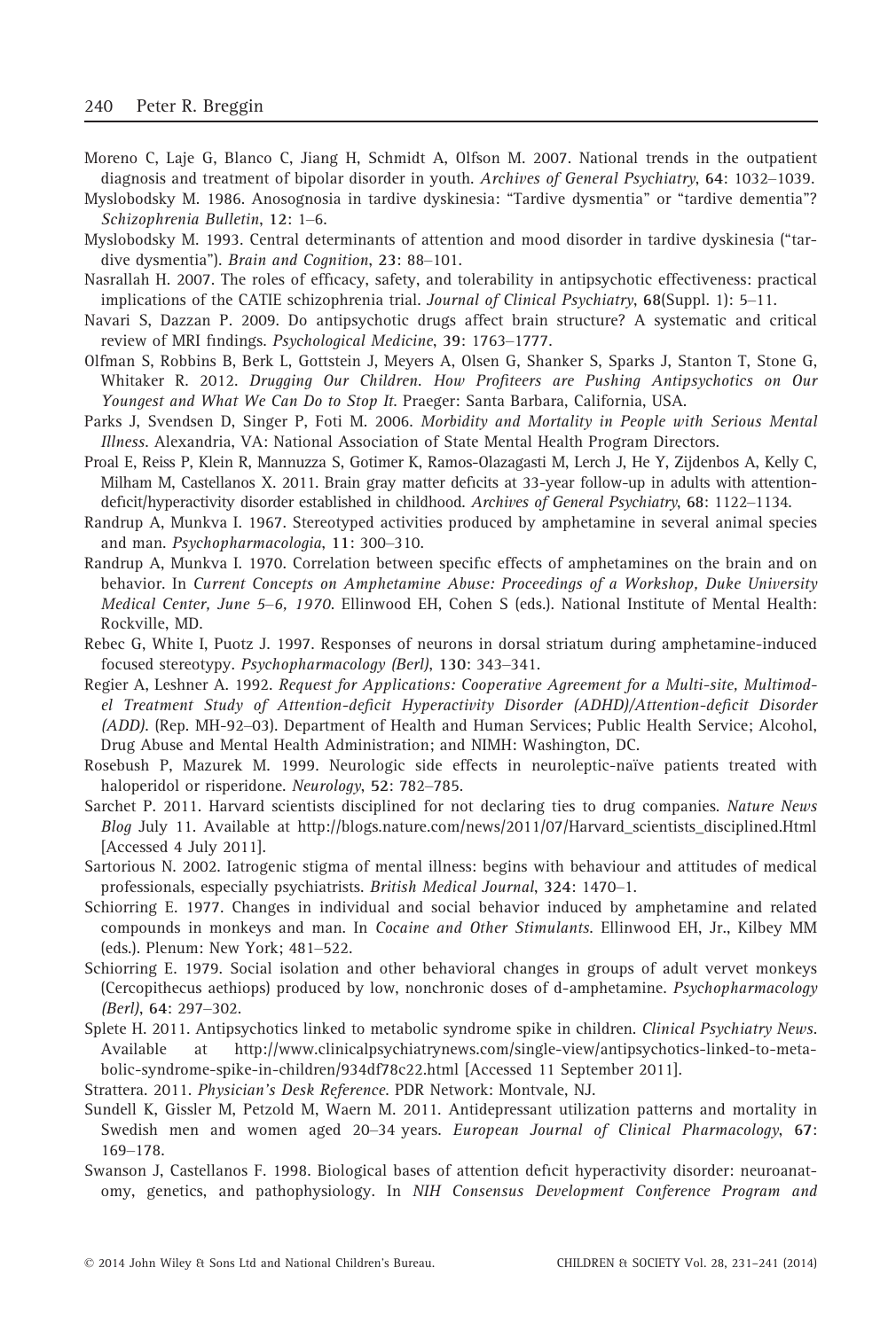Moreno C, Laje G, Blanco C, Jiang H, Schmidt A, Olfson M. 2007. National trends in the outpatient diagnosis and treatment of bipolar disorder in youth. *Archives of General Psychiatry*, **64**: 1032–1039.

Myslobodsky M. 1986. Anosognosia in tardive dyskinesia: "Tardive dysmentia" or "tardive dementia"? *Schizophrenia Bulletin*, **12**: 1–6.

Myslobodsky M. 1993. Central determinants of attention and mood disorder in tardive dyskinesia ("tardive dysmentia"). *Brain and Cognition*, **23**: 88–101.

Nasrallah H. 2007. The roles of efficacy, safety, and tolerability in antipsychotic effectiveness: practical implications of the CATIE schizophrenia trial. *Journal of Clinical Psychiatry*, **68**(Suppl. 1): 5–11.

Navari S, Dazzan P. 2009. Do antipsychotic drugs affect brain structure? A systematic and critical review of MRI findings. *Psychological Medicine*, **39**: 1763–1777.

Olfman S, Robbins B, Berk L, Gottstein J, Meyers A, Olsen G, Shanker S, Sparks J, Stanton T, Stone G, Whitaker R. 2012. *Drugging Our Children. How Profiteers are Pushing Antipsychotics on Our Youngest and What We Can Do to Stop It.* Praeger: Santa Barbara, California, USA.

Parks J, Svendsen D, Singer P, Foti M. 2006. *Morbidity and Mortality in People with Serious Mental Illness*. Alexandria, VA: National Association of State Mental Health Program Directors.

Proal E, Reiss P, Klein R, Mannuzza S, Gotimer K, Ramos-Olazagasti M, Lerch J, He Y, Zijdenbos A, Kelly C, Milham M, Castellanos X. 2011. Brain gray matter deficits at 33-year follow-up in adults with attention-deficit/hyperactivity disorder established in childhood. *Archives of General Psychiatry*, **68**: 1122–1134.

Randrup A, Munkva I. 1967. Stereotyped activities produced by amphetamine in several animal species and man. *Psychopharmacologia*, **11**: 300–310.

Randrup A, Munkva I. 1970. Correlation between specific effects of amphetamines on the brain and on behavior. In *Current Concepts on Amphetamine Abuse: Proceedings of a Workshop, Duke University Medical Center, June 5–6, 1970.* Ellinwood EH, Cohen S (eds.). National Institute of Mental Health: Rockville, MD.

Rebec G, White I, Puotz J. 1997. Responses of neurons in dorsal striatum during amphetamine-induced focused stereotypy. *Psychopharmacology (Berl)*, **130**: 343–341.

Regier A, Leshner A. 1992. *Request for Applications: Cooperative Agreement for a Multi-site, Multimodel Treatment Study of Attention-deficit Hyperactivity Disorder (ADHD)/Attention-deficit Disorder (ADD).* (Rep. MH-92–03). Department of Health and Human Services; Public Health Service; Alcohol, Drug Abuse and Mental Health Administration; and NIMH: Washington, DC.

Rosebush P, Mazurek M. 1999. Neurologic side effects in neuroleptic-naïve patients treated with haloperidol or risperidone. *Neurology*, **52**: 782–785.

Sarchet P. 2011. Harvard scientists disciplined for not declaring ties to drug companies. *Nature News Blog* July 11. Available at http://blogs.nature.com/news/2011/07/Harvard_scientists_disciplined.Html [Accessed 4 July 2011].

Sartorious N. 2002. Iatrogenic stigma of mental illness: begins with behaviour and attitudes of medical professionals, especially psychiatrists. *British Medical Journal*, **324**: 1470–1.

Schiorring E. 1977. Changes in individual and social behavior induced by amphetamine and related compounds in monkeys and man. In *Cocaine and Other Stimulants*. Ellinwood EH, Jr., Kilbey MM (eds.). Plenum: New York; 481–522.

Schiorring E. 1979. Social isolation and other behavioral changes in groups of adult vervet monkeys (Cercopithecus aethiops) produced by low, nonchronic doses of d-amphetamine. *Psychopharmacology (Berl)*, **64**: 297–302.

Splete H. 2011. Antipsychotics linked to metabolic syndrome spike in children. *Clinical Psychiatry News*. Available at http://www.clinicalpsychiatrynews.com/single-view/antipsychotics-linked-to-metabolic-syndrome-spike-in-children/934df78c22.html [Accessed 11 September 2011].

Strattera. 2011. *Physician's Desk Reference*. PDR Network: Montvale, NJ.

Sundell K, Gissler M, Petzold M, Waern M. 2011. Antidepressant utilization patterns and mortality in Swedish men and women aged 20–34 years. *European Journal of Clinical Pharmacology*, **67**: 169–178.

Swanson J, Castellanos F. 1998. Biological bases of attention deficit hyperactivity disorder: neuroanatomy, genetics, and pathophysiology. In *NIH Consensus Development Conference Program and*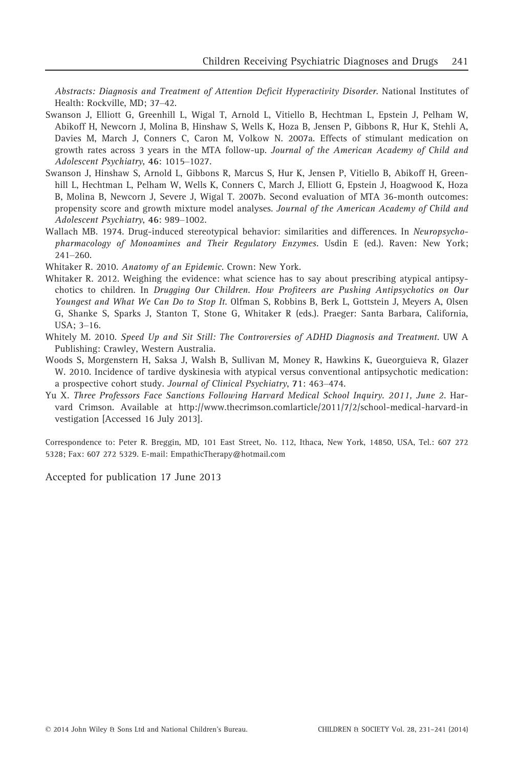*Abstracts: Diagnosis and Treatment of Attention Deficit Hyperactivity Disorder*. National Institutes of Health: Rockville, MD; 37–42.

Swanson J, Elliott G, Greenhill L, Wigal T, Arnold L, Vitiello B, Hechtman L, Epstein J, Pelham W, Abikoff H, Newcorn J, Molina B, Hinshaw S, Wells K, Hoza B, Jensen P, Gibbons R, Hur K, Stehli A, Davies M, March J, Conners C, Caron M, Volkow N. 2007a. Effects of stimulant medication on growth rates across 3 years in the MTA follow-up. *Journal of the American Academy of Child and Adolescent Psychiatry*, **46**: 1015–1027.

Swanson J, Hinshaw S, Arnold L, Gibbons R, Marcus S, Hur K, Jensen P, Vitiello B, Abikoff H, Greenhill L, Hechtman L, Pelham W, Wells K, Conners C, March J, Elliott G, Epstein J, Hoagwood K, Hoza B, Molina B, Newcorn J, Severe J, Wigal T. 2007b. Second evaluation of MTA 36-month outcomes: propensity score and growth mixture model analyses. *Journal of the American Academy of Child and Adolescent Psychiatry*, **46**: 989–1002.

Wallach MB. 1974. Drug-induced stereotypical behavior: similarities and differences. In *Neuropsychopharmacology of Monoamines and Their Regulatory Enzymes*. Usdin E (ed.). Raven: New York; 241–260.

Whitaker R. 2010. *Anatomy of an Epidemic*. Crown: New York.

Whitaker R. 2012. Weighing the evidence: what science has to say about prescribing atypical antipsychotics to children. In *Drugging Our Children. How Profiteers are Pushing Antipsychotics on Our Youngest and What We Can Do to Stop It*. Olfman S, Robbins B, Berk L, Gottstein J, Meyers A, Olsen G, Shanke S, Sparks J, Stanton T, Stone G, Whitaker R (eds.). Praeger: Santa Barbara, California, USA; 3–16.

Whitely M. 2010. *Speed Up and Sit Still: The Controversies of ADHD Diagnosis and Treatment*. UW A Publishing: Crawley, Western Australia.

Woods S, Morgenstern H, Saksa J, Walsh B, Sullivan M, Money R, Hawkins K, Gueorguieva R, Glazer W. 2010. Incidence of tardive dyskinesia with atypical versus conventional antipsychotic medication: a prospective cohort study. *Journal of Clinical Psychiatry*, **71**: 463–474.

Yu X. *Three Professors Face Sanctions Following Harvard Medical School Inquiry. 2011, June 2*. Harvard Crimson. Available at http://www.thecrimson.comlarticle/2011/7/2/school-medical-harvard-investigation [Accessed 16 July 2013].

Correspondence to: Peter R. Breggin, MD, 101 East Street, No. 112, Ithaca, New York, 14850, USA, Tel.: 607 272 5328; Fax: 607 272 5329. E-mail: EmpathicTherapy@hotmail.com

Accepted for publication 17 June 2013